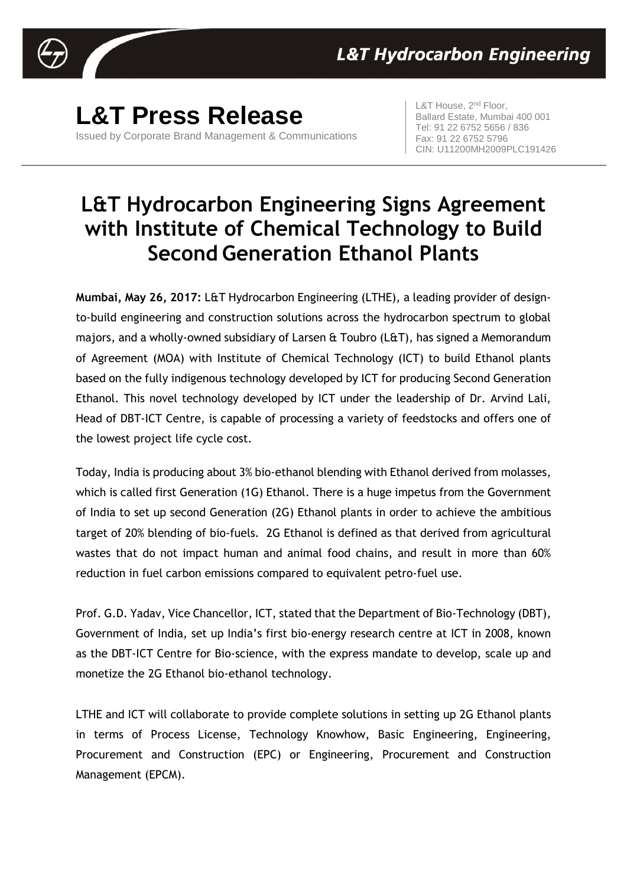L&T Hydrocarbon Engineering

# L&T Press Release

Issued by Corporate Brand Management & Communications

L&T House, 2nd Floor,
Ballard Estate, Mumbai 400 001
Tel: 91 22 6752 5656 / 836
Fax: 91 22 6752 5796
CIN: U11200MH2009PLC191426

## L&T Hydrocarbon Engineering Signs Agreement with Institute of Chemical Technology to Build Second Generation Ethanol Plants

**Mumbai, May 26, 2017:** L&T Hydrocarbon Engineering (LTHE), a leading provider of design-to-build engineering and construction solutions across the hydrocarbon spectrum to global majors, and a wholly-owned subsidiary of Larsen & Toubro (L&T), has signed a Memorandum of Agreement (MOA) with Institute of Chemical Technology (ICT) to build Ethanol plants based on the fully indigenous technology developed by ICT for producing Second Generation Ethanol. This novel technology developed by ICT under the leadership of Dr. Arvind Lali, Head of DBT-ICT Centre, is capable of processing a variety of feedstocks and offers one of the lowest project life cycle cost.

Today, India is producing about 3% bio-ethanol blending with Ethanol derived from molasses, which is called first Generation (1G) Ethanol. There is a huge impetus from the Government of India to set up second Generation (2G) Ethanol plants in order to achieve the ambitious target of 20% blending of bio-fuels. 2G Ethanol is defined as that derived from agricultural wastes that do not impact human and animal food chains, and result in more than 60% reduction in fuel carbon emissions compared to equivalent petro-fuel use.

Prof. G.D. Yadav, Vice Chancellor, ICT, stated that the Department of Bio-Technology (DBT), Government of India, set up India's first bio-energy research centre at ICT in 2008, known as the DBT-ICT Centre for Bio-science, with the express mandate to develop, scale up and monetize the 2G Ethanol bio-ethanol technology.

LTHE and ICT will collaborate to provide complete solutions in setting up 2G Ethanol plants in terms of Process License, Technology Knowhow, Basic Engineering, Engineering, Procurement and Construction (EPC) or Engineering, Procurement and Construction Management (EPCM).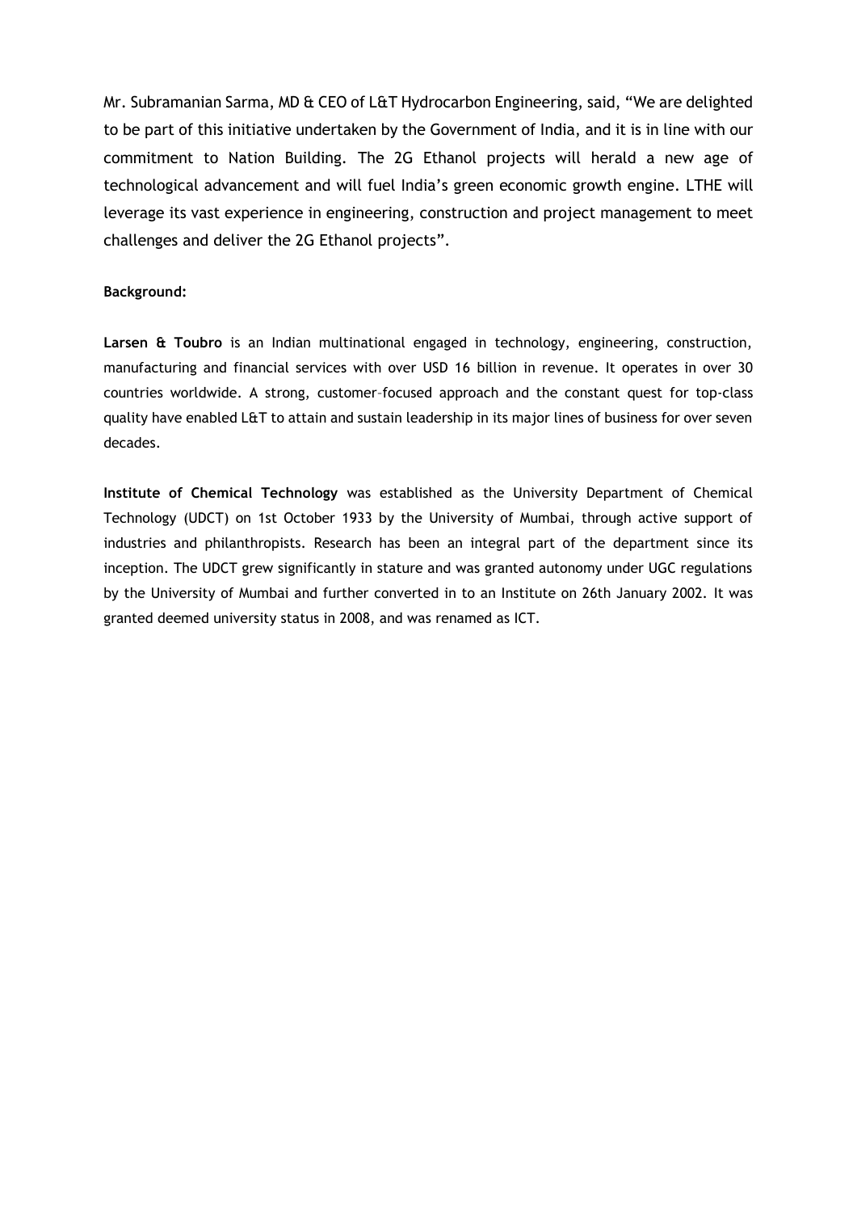Mr. Subramanian Sarma, MD & CEO of L&T Hydrocarbon Engineering, said, "We are delighted to be part of this initiative undertaken by the Government of India, and it is in line with our commitment to Nation Building. The 2G Ethanol projects will herald a new age of technological advancement and will fuel India's green economic growth engine. LTHE will leverage its vast experience in engineering, construction and project management to meet challenges and deliver the 2G Ethanol projects".

**Background:**

**Larsen & Toubro** is an Indian multinational engaged in technology, engineering, construction, manufacturing and financial services with over USD 16 billion in revenue. It operates in over 30 countries worldwide. A strong, customer–focused approach and the constant quest for top-class quality have enabled L&T to attain and sustain leadership in its major lines of business for over seven decades.

**Institute of Chemical Technology** was established as the University Department of Chemical Technology (UDCT) on 1st October 1933 by the University of Mumbai, through active support of industries and philanthropists. Research has been an integral part of the department since its inception. The UDCT grew significantly in stature and was granted autonomy under UGC regulations by the University of Mumbai and further converted in to an Institute on 26th January 2002. It was granted deemed university status in 2008, and was renamed as ICT.